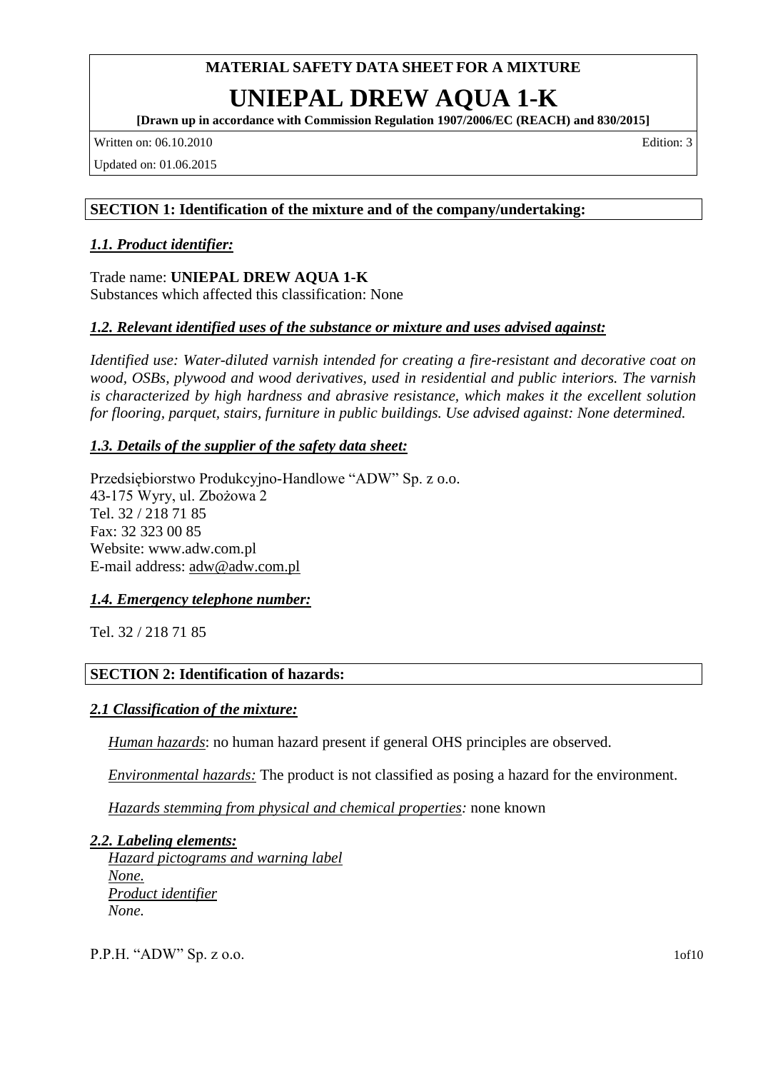**MATERIAL SAFETY DATA SHEET FOR A MIXTURE**

# UNIEPAL DREW AQUA 1-K

**[Drawn up in accordance with Commission Regulation 1907/2006/EC (REACH) and 830/2015]**

Written on: 06.10.2010 Edition: 3

Updated on: 01.06.2015

## SECTION 1: Identification of the mixture and of the company/undertaking:

### *1.1. Product identifier:*

Trade name: **UNIEPAL DREW AQUA 1-K**
Substances which affected this classification: None

### *1.2. Relevant identified uses of the substance or mixture and uses advised against:*

*Identified use: Water-diluted varnish intended for creating a fire-resistant and decorative coat on wood, OSBs, plywood and wood derivatives, used in residential and public interiors. The varnish is characterized by high hardness and abrasive resistance, which makes it the excellent solution for flooring, parquet, stairs, furniture in public buildings. Use advised against: None determined.*

### *1.3. Details of the supplier of the safety data sheet:*

Przedsiębiorstwo Produkcyjno-Handlowe "ADW" Sp. z o.o.
43-175 Wyry, ul. Zbożowa 2
Tel. 32 / 218 71 85
Fax: 32 323 00 85
Website: www.adw.com.pl
E-mail address: adw@adw.com.pl

### *1.4. Emergency telephone number:*

Tel. 32 / 218 71 85

## SECTION 2: Identification of hazards:

### *2.1 Classification of the mixture:*

*Human hazards*: no human hazard present if general OHS principles are observed.

*Environmental hazards:* The product is not classified as posing a hazard for the environment.

*Hazards stemming from physical and chemical properties:* none known

### *2.2. Labeling elements:*

*Hazard pictograms and warning label*
*None.*
*Product identifier*
*None.*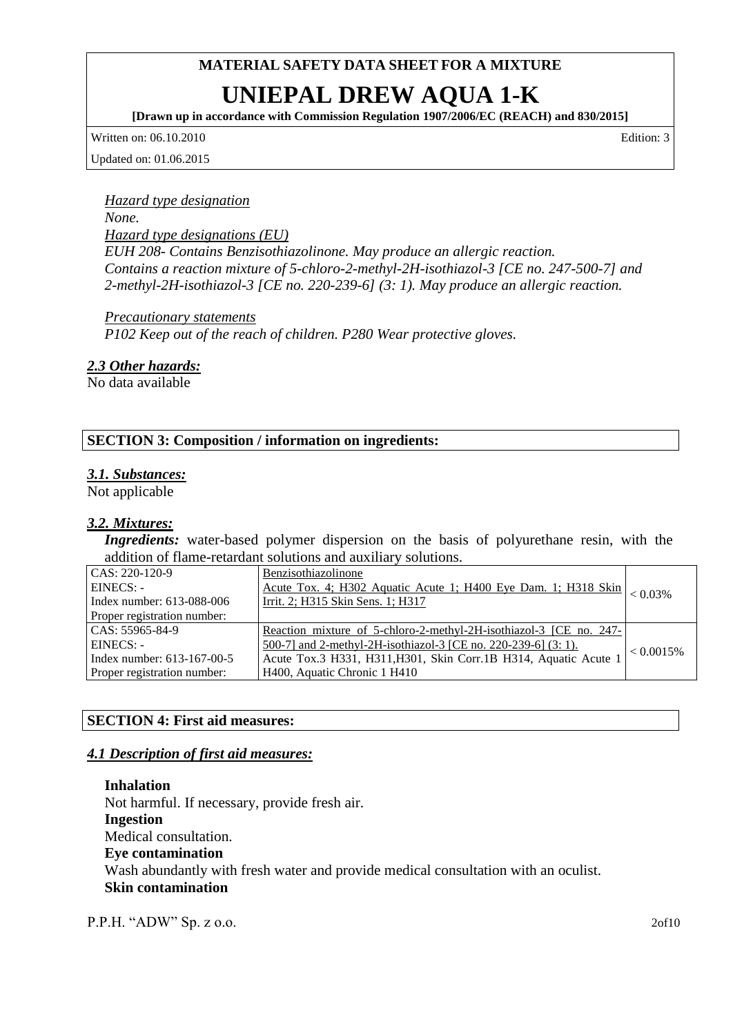*Hazard type designation*

*None.*

*Hazard type designations (EU)*

*EUH 208- Contains Benzisothiazolinone. May produce an allergic reaction.*
*Contains a reaction mixture of 5-chloro-2-methyl-2H-isothiazol-3 [CE no. 247-500-7] and 2-methyl-2H-isothiazol-3 [CE no. 220-239-6] (3: 1). May produce an allergic reaction.*

*Precautionary statements*

*P102 Keep out of the reach of children. P280 Wear protective gloves.*

### *2.3 Other hazards:*

No data available

## SECTION 3: Composition / information on ingredients:

### *3.1. Substances:*

Not applicable

### *3.2. Mixtures:*

***Ingredients:*** water-based polymer dispersion on the basis of polyurethane resin, with the addition of flame-retardant solutions and auxiliary solutions.

| | | |
|---|---|---|
| CAS: 220-120-9<br>EINECS: -<br>Index number: 613-088-006<br>Proper registration number: | Benzisothiazolinone<br>Acute Tox. 4; H302 Aquatic Acute 1; H400 Eye Dam. 1; H318 Skin Irrit. 2; H315 Skin Sens. 1; H317 | < 0.03% |
| CAS: 55965-84-9<br>EINECS: -<br>Index number: 613-167-00-5<br>Proper registration number: | Reaction mixture of 5-chloro-2-methyl-2H-isothiazol-3 [CE no. 247-500-7] and 2-methyl-2H-isothiazol-3 [CE no. 220-239-6] (3: 1).<br>Acute Tox.3 H331, H311,H301, Skin Corr.1B H314, Aquatic Acute 1 H400, Aquatic Chronic 1 H410 | < 0.0015% |

## SECTION 4: First aid measures:

### *4.1 Description of first aid measures:*

**Inhalation**

Not harmful. If necessary, provide fresh air.

**Ingestion**

Medical consultation.

**Eye contamination**

Wash abundantly with fresh water and provide medical consultation with an oculist.

**Skin contamination**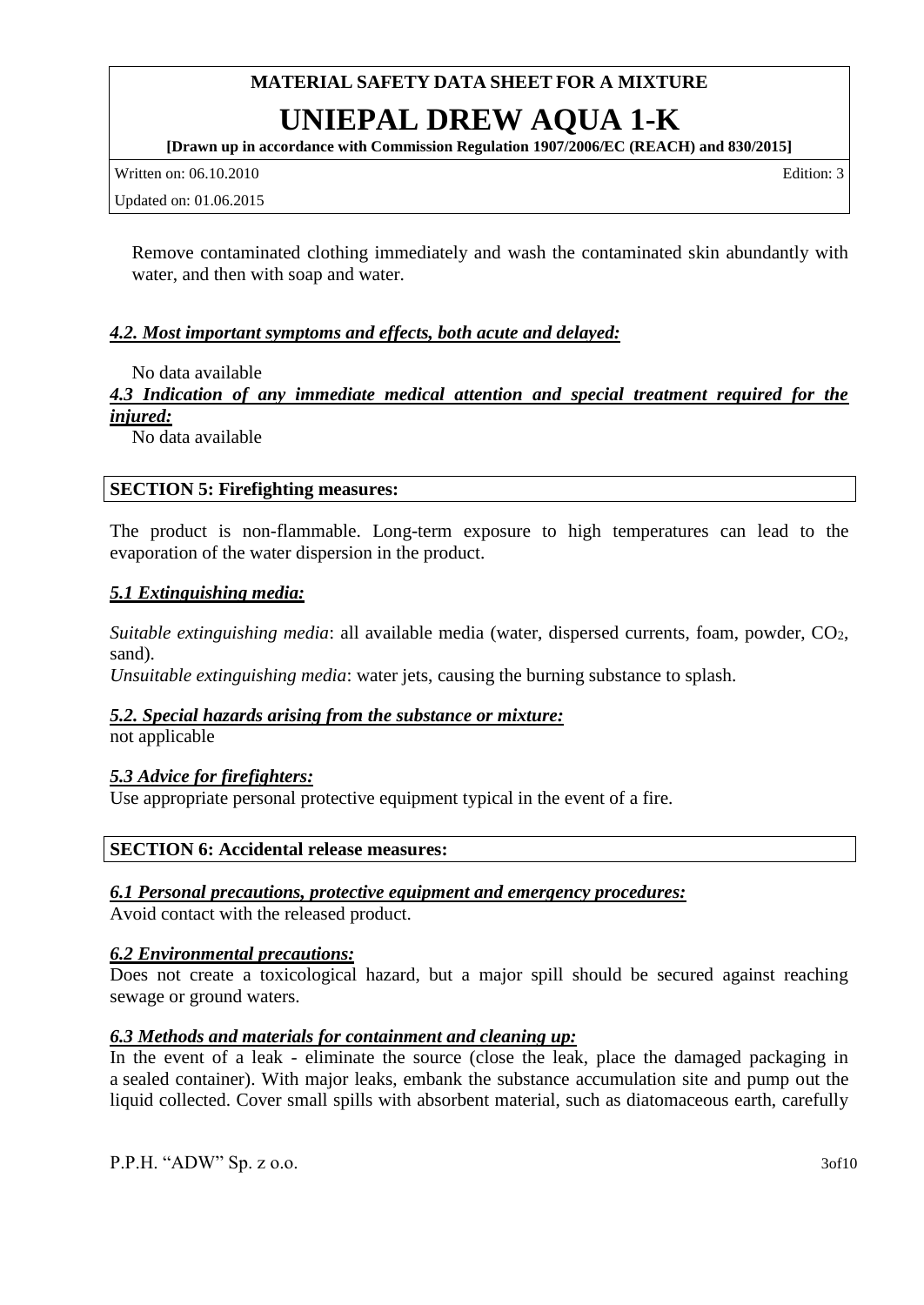Remove contaminated clothing immediately and wash the contaminated skin abundantly with water, and then with soap and water.

### *4.2. Most important symptoms and effects, both acute and delayed:*

No data available

### *4.3 Indication of any immediate medical attention and special treatment required for the injured:*

No data available

## SECTION 5: Firefighting measures:

The product is non-flammable. Long-term exposure to high temperatures can lead to the evaporation of the water dispersion in the product.

### *5.1 Extinguishing media:*

*Suitable extinguishing media*: all available media (water, dispersed currents, foam, powder, $CO_2$, sand).

*Unsuitable extinguishing media*: water jets, causing the burning substance to splash.

### *5.2. Special hazards arising from the substance or mixture:*

not applicable

### *5.3 Advice for firefighters:*

Use appropriate personal protective equipment typical in the event of a fire.

## SECTION 6: Accidental release measures:

### *6.1 Personal precautions, protective equipment and emergency procedures:*

Avoid contact with the released product.

### *6.2 Environmental precautions:*

Does not create a toxicological hazard, but a major spill should be secured against reaching sewage or ground waters.

### *6.3 Methods and materials for containment and cleaning up:*

In the event of a leak - eliminate the source (close the leak, place the damaged packaging in a sealed container). With major leaks, embank the substance accumulation site and pump out the liquid collected. Cover small spills with absorbent material, such as diatomaceous earth, carefully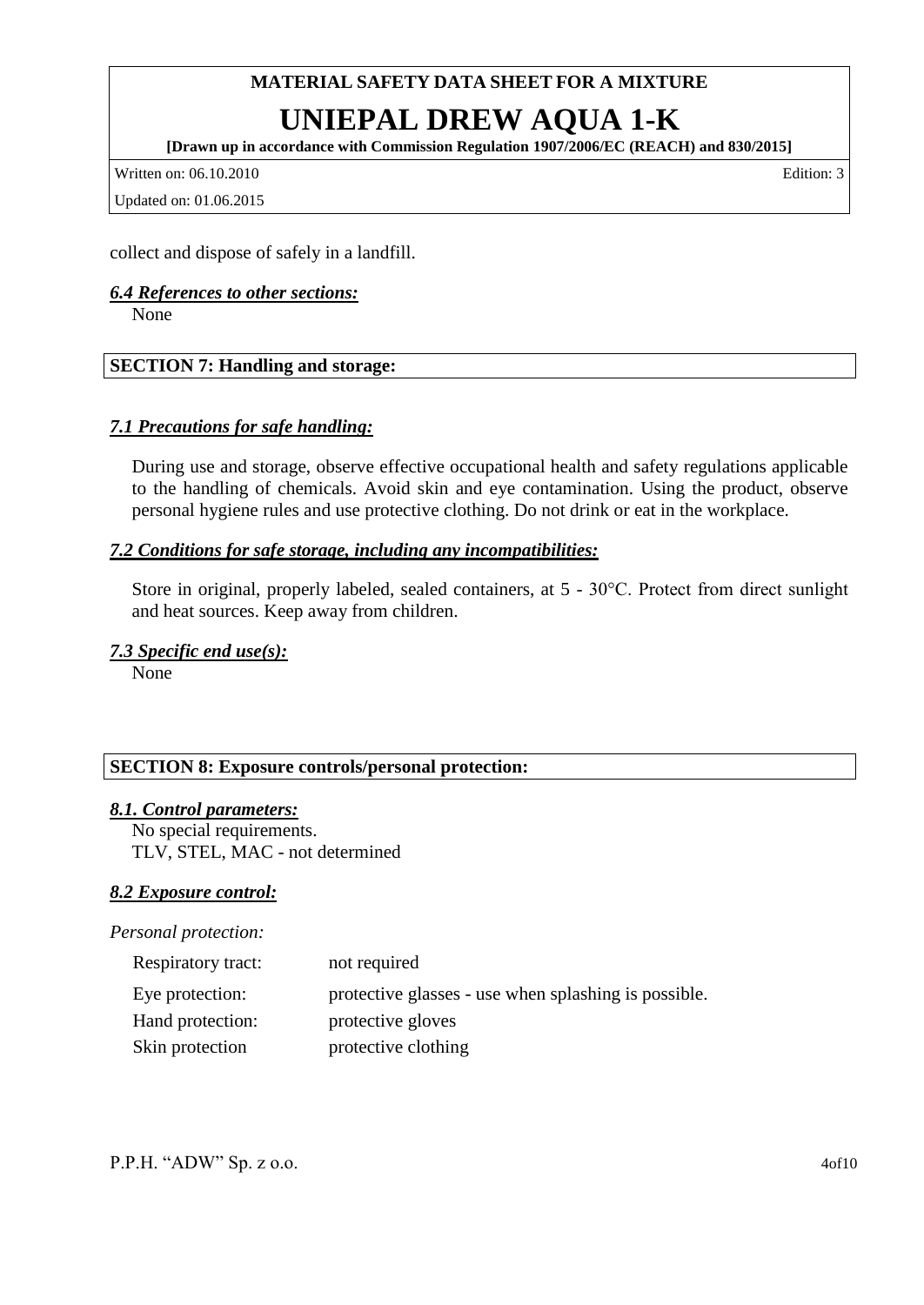collect and dispose of safely in a landfill.

***6.4 References to other sections:***

None

## SECTION 7: Handling and storage:

***7.1 Precautions for safe handling:***

During use and storage, observe effective occupational health and safety regulations applicable to the handling of chemicals. Avoid skin and eye contamination. Using the product, observe personal hygiene rules and use protective clothing. Do not drink or eat in the workplace.

***7.2 Conditions for safe storage, including any incompatibilities:***

Store in original, properly labeled, sealed containers, at 5 - 30°C. Protect from direct sunlight and heat sources. Keep away from children.

***7.3 Specific end use(s):***

None

## SECTION 8: Exposure controls/personal protection:

***8.1. Control parameters:***

No special requirements.
TLV, STEL, MAC - not determined

***8.2 Exposure control:***

*Personal protection:*

| | |
|---|---|
| Respiratory tract: | not required |
| Eye protection: | protective glasses - use when splashing is possible. |
| Hand protection: | protective gloves |
| Skin protection | protective clothing |

P.P.H. "ADW" Sp. z o.o.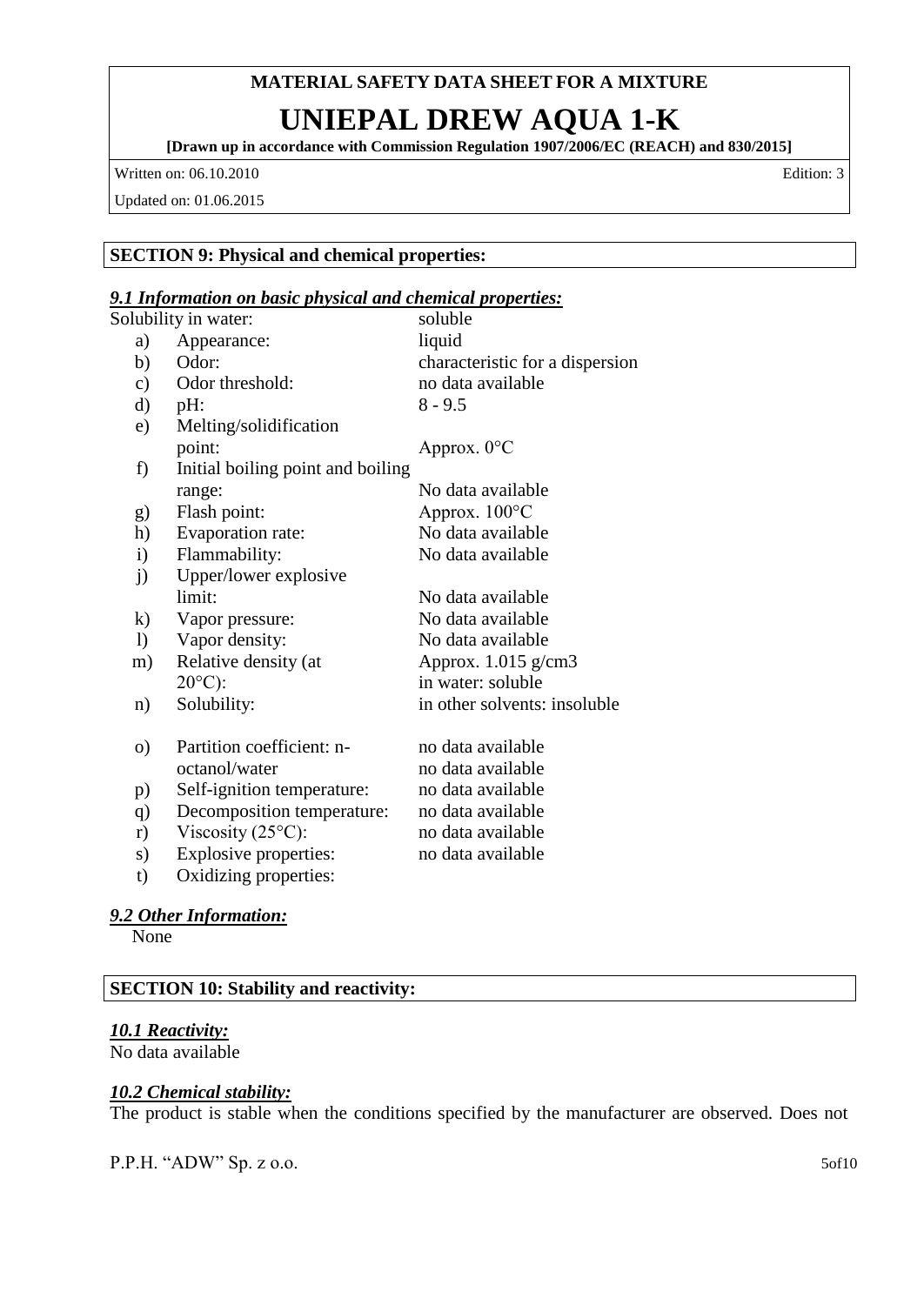**MATERIAL SAFETY DATA SHEET FOR A MIXTURE**

# UNIEPAL DREW AQUA 1-K

**[Drawn up in accordance with Commission Regulation 1907/2006/EC (REACH) and 830/2015]**

Written on: 06.10.2010 Edition: 3

Updated on: 01.06.2015

## SECTION 9: Physical and chemical properties:

### *9.1 Information on basic physical and chemical properties:*

| | | |
|---|---|---|
| Solubility in water: | | soluble |
| a) | Appearance: | liquid |
| b) | Odor: | characteristic for a dispersion |
| c) | Odor threshold: | no data available |
| d) | pH: | 8 - 9.5 |
| e) | Melting/solidification point: | Approx. 0°C |
| f) | Initial boiling point and boiling range: | No data available |
| g) | Flash point: | Approx. 100°C |
| h) | Evaporation rate: | No data available |
| i) | Flammability: | No data available |
| j) | Upper/lower explosive limit: | No data available |
| k) | Vapor pressure: | No data available |
| l) | Vapor density: | No data available |
| m) | Relative density (at 20°C): | Approx. 1.015 g/cm3 |
| n) | Solubility: | in water: soluble<br>in other solvents: insoluble |
| o) | Partition coefficient: n-octanol/water | no data available<br>no data available |
| p) | Self-ignition temperature: | no data available |
| q) | Decomposition temperature: | no data available |
| r) | Viscosity (25°C): | no data available |
| s) | Explosive properties: | no data available |
| t) | Oxidizing properties: | |

### *9.2 Other Information:*

None

## SECTION 10: Stability and reactivity:

### *10.1 Reactivity:*

No data available

### *10.2 Chemical stability:*

The product is stable when the conditions specified by the manufacturer are observed. Does not

P.P.H. "ADW" Sp. z o.o.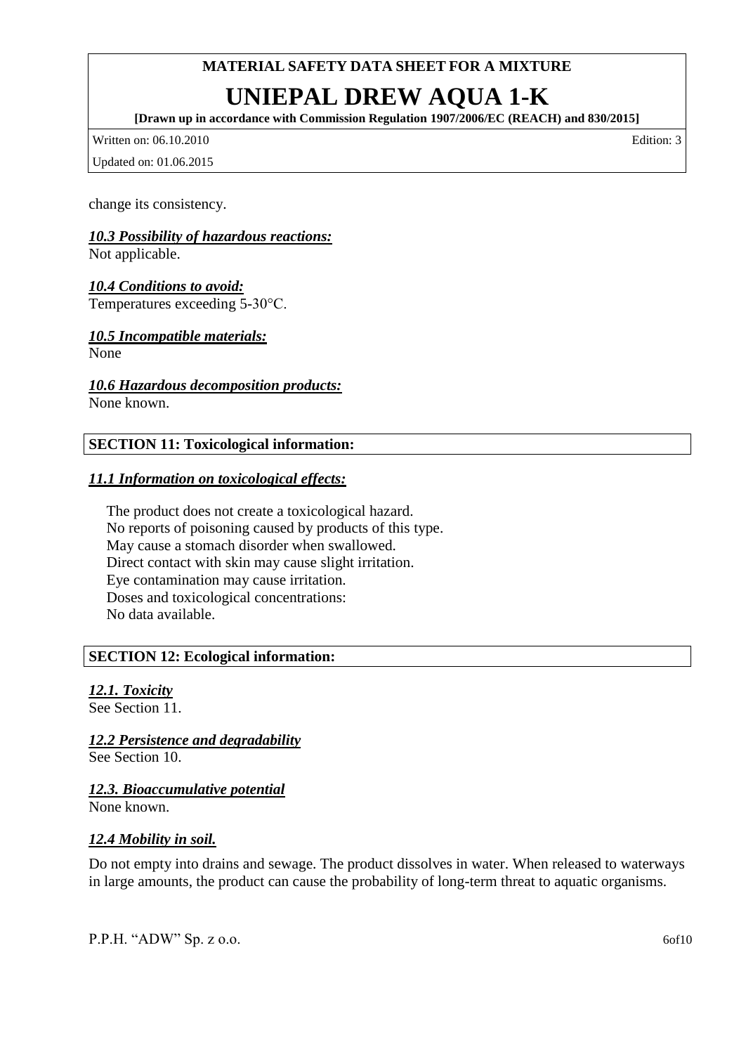change its consistency.

***10.3 Possibility of hazardous reactions:***

Not applicable.

***10.4 Conditions to avoid:***

Temperatures exceeding 5-30°C.

***10.5 Incompatible materials:***

None

***10.6 Hazardous decomposition products:***

None known.

## SECTION 11: Toxicological information:

***11.1 Information on toxicological effects:***

The product does not create a toxicological hazard.
No reports of poisoning caused by products of this type.
May cause a stomach disorder when swallowed.
Direct contact with skin may cause slight irritation.
Eye contamination may cause irritation.
Doses and toxicological concentrations:
No data available.

## SECTION 12: Ecological information:

***12.1. Toxicity***

See Section 11.

***12.2 Persistence and degradability***

See Section 10.

***12.3. Bioaccumulative potential***

None known.

***12.4 Mobility in soil.***

Do not empty into drains and sewage. The product dissolves in water. When released to waterways in large amounts, the product can cause the probability of long-term threat to aquatic organisms.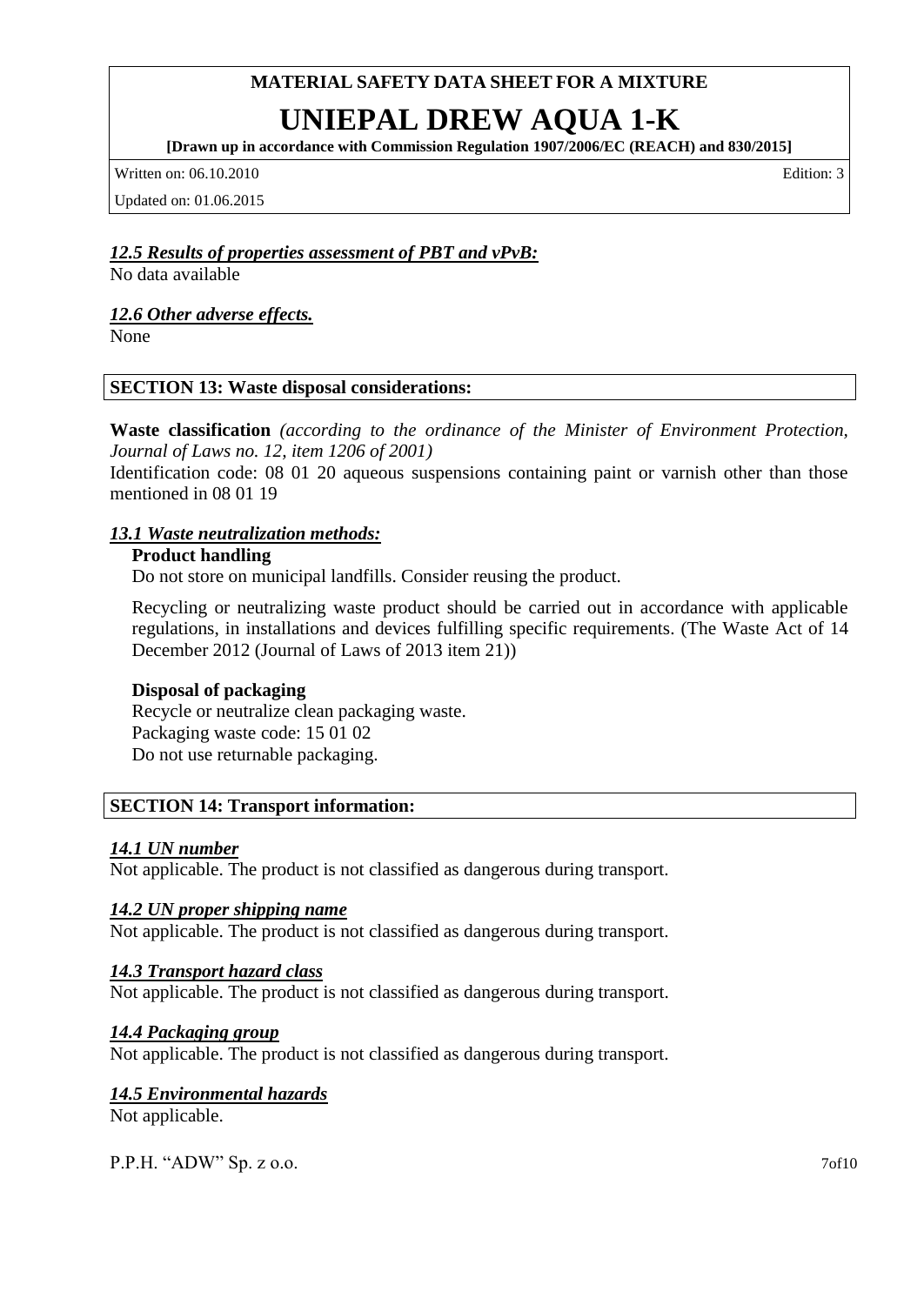### *12.5 Results of properties assessment of PBT and vPvB:*

No data available

### *12.6 Other adverse effects.*

None

## SECTION 13: Waste disposal considerations:

**Waste classification** *(according to the ordinance of the Minister of Environment Protection, Journal of Laws no. 12, item 1206 of 2001)*

Identification code: 08 01 20 aqueous suspensions containing paint or varnish other than those mentioned in 08 01 19

### *13.1 Waste neutralization methods:*

**Product handling**

Do not store on municipal landfills. Consider reusing the product.

Recycling or neutralizing waste product should be carried out in accordance with applicable regulations, in installations and devices fulfilling specific requirements. (The Waste Act of 14 December 2012 (Journal of Laws of 2013 item 21))

**Disposal of packaging**

Recycle or neutralize clean packaging waste.
Packaging waste code: 15 01 02
Do not use returnable packaging.

## SECTION 14: Transport information:

### *14.1 UN number*

Not applicable. The product is not classified as dangerous during transport.

### *14.2 UN proper shipping name*

Not applicable. The product is not classified as dangerous during transport.

### *14.3 Transport hazard class*

Not applicable. The product is not classified as dangerous during transport.

### *14.4 Packaging group*

Not applicable. The product is not classified as dangerous during transport.

### *14.5 Environmental hazards*

Not applicable.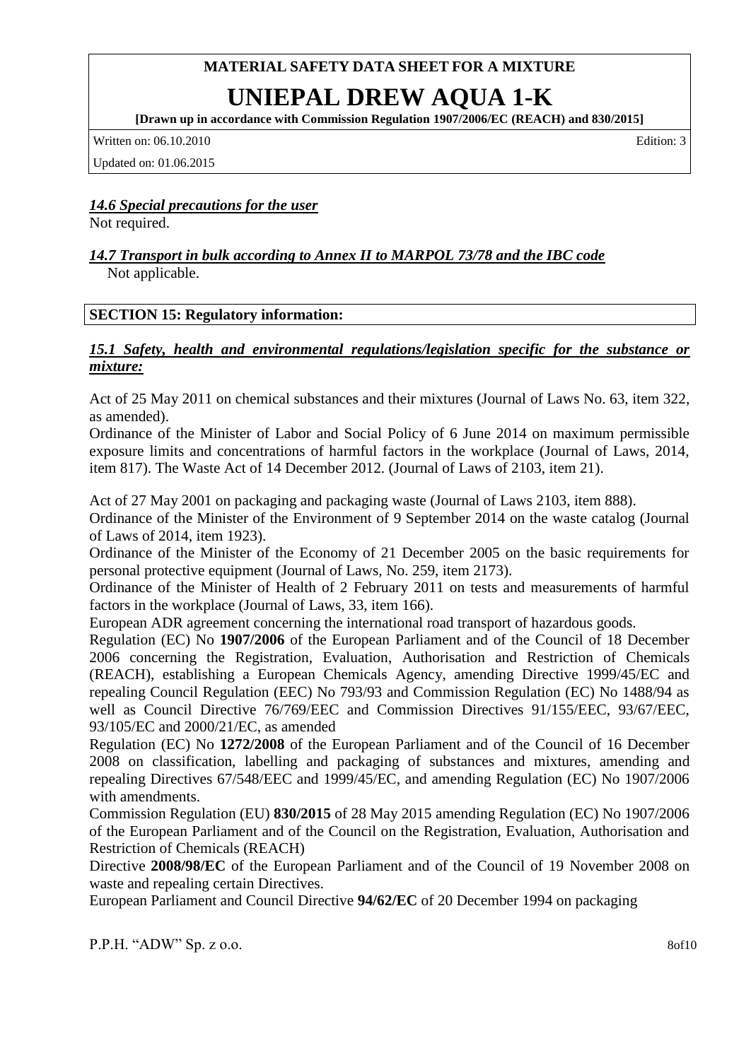### *14.6 Special precautions for the user*

Not required.

### *14.7 Transport in bulk according to Annex II to MARPOL 73/78 and the IBC code*

Not applicable.

## SECTION 15: Regulatory information:

### *15.1 Safety, health and environmental regulations/legislation specific for the substance or mixture:*

Act of 25 May 2011 on chemical substances and their mixtures (Journal of Laws No. 63, item 322, as amended).

Ordinance of the Minister of Labor and Social Policy of 6 June 2014 on maximum permissible exposure limits and concentrations of harmful factors in the workplace (Journal of Laws, 2014, item 817). The Waste Act of 14 December 2012. (Journal of Laws of 2103, item 21).

Act of 27 May 2001 on packaging and packaging waste (Journal of Laws 2103, item 888).

Ordinance of the Minister of the Environment of 9 September 2014 on the waste catalog (Journal of Laws of 2014, item 1923).

Ordinance of the Minister of the Economy of 21 December 2005 on the basic requirements for personal protective equipment (Journal of Laws, No. 259, item 2173).

Ordinance of the Minister of Health of 2 February 2011 on tests and measurements of harmful factors in the workplace (Journal of Laws, 33, item 166).

European ADR agreement concerning the international road transport of hazardous goods.

Regulation (EC) No **1907/2006** of the European Parliament and of the Council of 18 December 2006 concerning the Registration, Evaluation, Authorisation and Restriction of Chemicals (REACH), establishing a European Chemicals Agency, amending Directive 1999/45/EC and repealing Council Regulation (EEC) No 793/93 and Commission Regulation (EC) No 1488/94 as well as Council Directive 76/769/EEC and Commission Directives 91/155/EEC, 93/67/EEC, 93/105/EC and 2000/21/EC, as amended

Regulation (EC) No **1272/2008** of the European Parliament and of the Council of 16 December 2008 on classification, labelling and packaging of substances and mixtures, amending and repealing Directives 67/548/EEC and 1999/45/EC, and amending Regulation (EC) No 1907/2006 with amendments.

Commission Regulation (EU) **830/2015** of 28 May 2015 amending Regulation (EC) No 1907/2006 of the European Parliament and of the Council on the Registration, Evaluation, Authorisation and Restriction of Chemicals (REACH)

Directive **2008/98/EC** of the European Parliament and of the Council of 19 November 2008 on waste and repealing certain Directives.

European Parliament and Council Directive **94/62/EC** of 20 December 1994 on packaging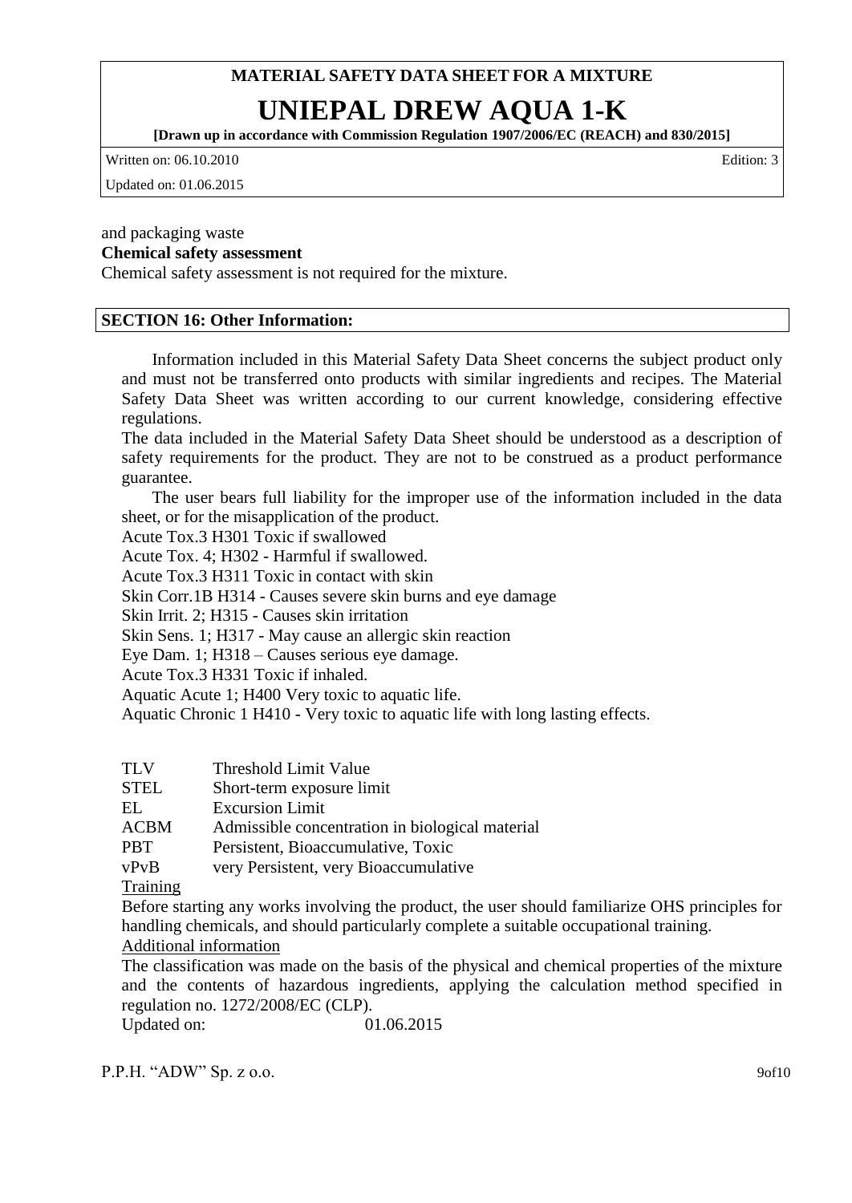and packaging waste

**Chemical safety assessment**

Chemical safety assessment is not required for the mixture.

## SECTION 16: Other Information:

Information included in this Material Safety Data Sheet concerns the subject product only and must not be transferred onto products with similar ingredients and recipes. The Material Safety Data Sheet was written according to our current knowledge, considering effective regulations.

The data included in the Material Safety Data Sheet should be understood as a description of safety requirements for the product. They are not to be construed as a product performance guarantee.

The user bears full liability for the improper use of the information included in the data sheet, or for the misapplication of the product.

Acute Tox.3 H301 Toxic if swallowed

Acute Tox. 4; H302 - Harmful if swallowed.

Acute Tox.3 H311 Toxic in contact with skin

Skin Corr.1B H314 - Causes severe skin burns and eye damage

Skin Irrit. 2; H315 - Causes skin irritation

Skin Sens. 1; H317 - May cause an allergic skin reaction

Eye Dam. 1; H318 – Causes serious eye damage.

Acute Tox.3 H331 Toxic if inhaled.

Aquatic Acute 1; H400 Very toxic to aquatic life.

Aquatic Chronic 1 H410 - Very toxic to aquatic life with long lasting effects.

| | |
|---|---|
| TLV | Threshold Limit Value |
| STEL | Short-term exposure limit |
| EL | Excursion Limit |
| ACBM | Admissible concentration in biological material |
| PBT | Persistent, Bioaccumulative, Toxic |
| vPvB | very Persistent, very Bioaccumulative |

Training

Before starting any works involving the product, the user should familiarize OHS principles for handling chemicals, and should particularly complete a suitable occupational training.

Additional information

The classification was made on the basis of the physical and chemical properties of the mixture and the contents of hazardous ingredients, applying the calculation method specified in regulation no. 1272/2008/EC (CLP).

Updated on: 01.06.2015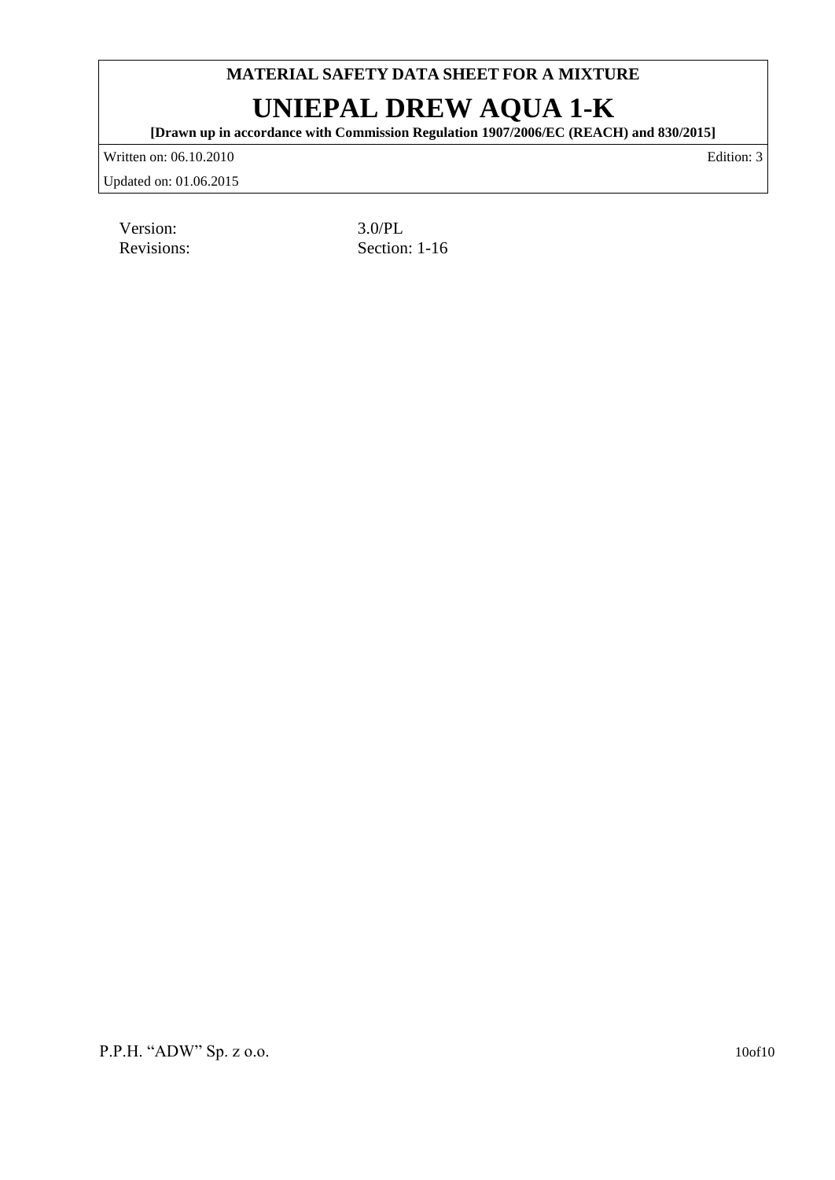Version: 3.0/PL

Revisions: Section: 1-16